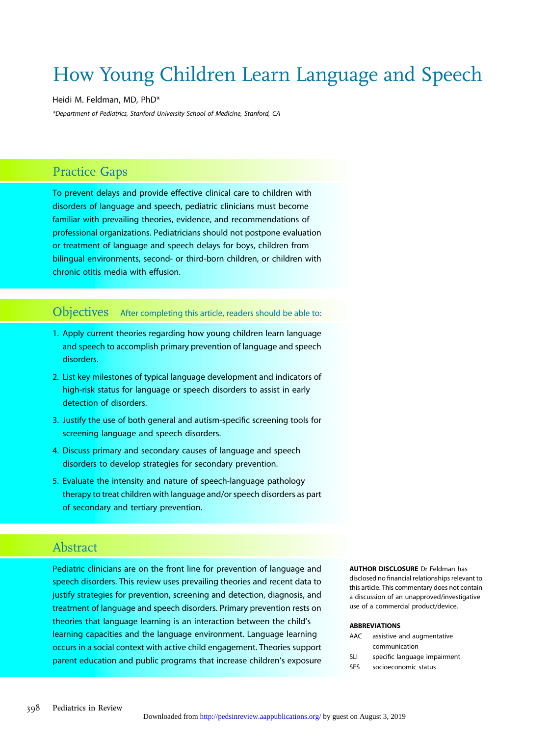# How Young Children Learn Language and Speech

Heidi M. Feldman, MD, PhD*

*Department of Pediatrics, Stanford University School of Medicine, Stanford, CA*

## Practice Gaps

To prevent delays and provide effective clinical care to children with disorders of language and speech, pediatric clinicians must become familiar with prevailing theories, evidence, and recommendations of professional organizations. Pediatricians should not postpone evaluation or treatment of language and speech delays for boys, children from bilingual environments, second- or third-born children, or children with chronic otitis media with effusion.

## Objectives

After completing this article, readers should be able to:

1. Apply current theories regarding how young children learn language and speech to accomplish primary prevention of language and speech disorders.
2. List key milestones of typical language development and indicators of high-risk status for language or speech disorders to assist in early detection of disorders.
3. Justify the use of both general and autism-specific screening tools for screening language and speech disorders.
4. Discuss primary and secondary causes of language and speech disorders to develop strategies for secondary prevention.
5. Evaluate the intensity and nature of speech-language pathology therapy to treat children with language and/or speech disorders as part of secondary and tertiary prevention.

## Abstract

Pediatric clinicians are on the front line for prevention of language and speech disorders. This review uses prevailing theories and recent data to justify strategies for prevention, screening and detection, diagnosis, and treatment of language and speech disorders. Primary prevention rests on theories that language learning is an interaction between the child's learning capacities and the language environment. Language learning occurs in a social context with active child engagement. Theories support parent education and public programs that increase children's exposure

**AUTHOR DISCLOSURE** Dr Feldman has disclosed no financial relationships relevant to this article. This commentary does not contain a discussion of an unapproved/investigative use of a commercial product/device.

**ABBREVIATIONS**

AAC assistive and augmentative communication
SLI specific language impairment
SES socioeconomic status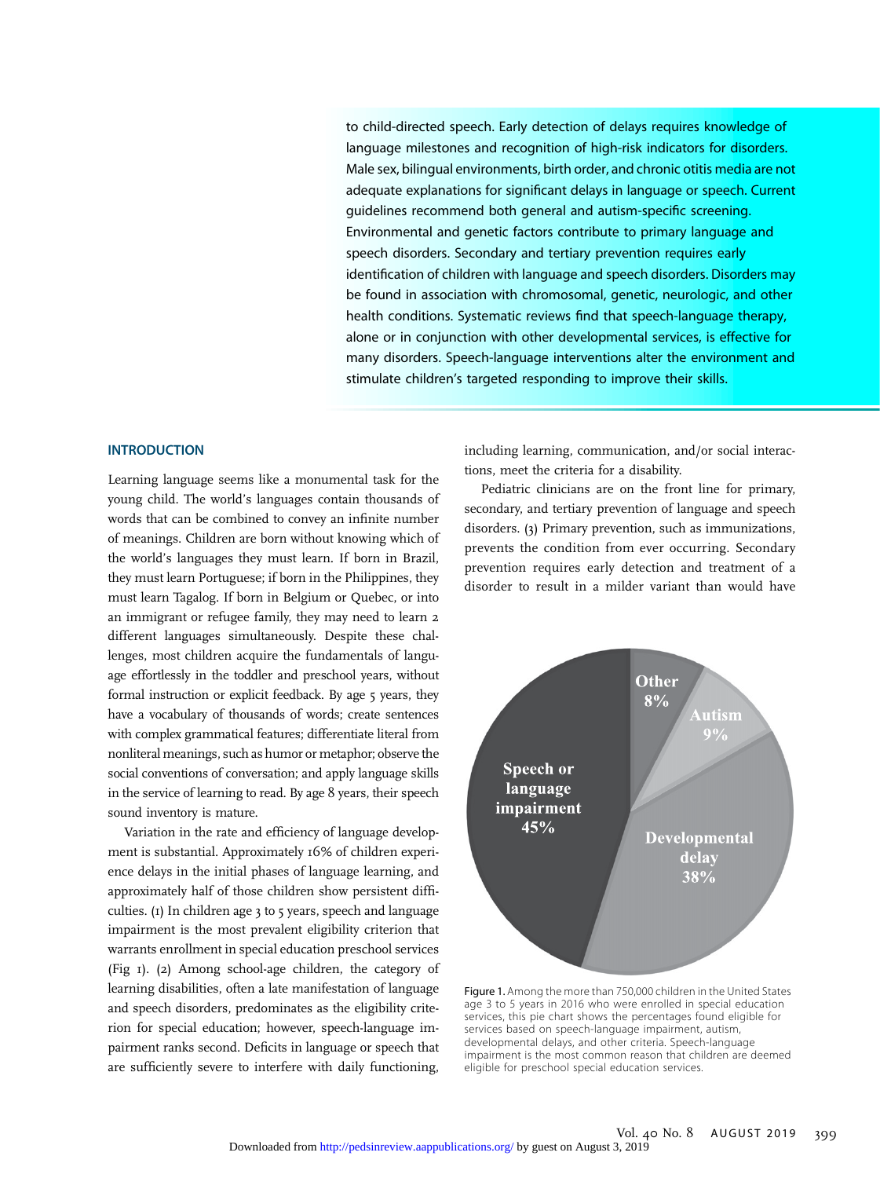to child-directed speech. Early detection of delays requires knowledge of language milestones and recognition of high-risk indicators for disorders. Male sex, bilingual environments, birth order, and chronic otitis media are not adequate explanations for significant delays in language or speech. Current guidelines recommend both general and autism-specific screening. Environmental and genetic factors contribute to primary language and speech disorders. Secondary and tertiary prevention requires early identification of children with language and speech disorders. Disorders may be found in association with chromosomal, genetic, neurologic, and other health conditions. Systematic reviews find that speech-language therapy, alone or in conjunction with other developmental services, is effective for many disorders. Speech-language interventions alter the environment and stimulate children's targeted responding to improve their skills.

## INTRODUCTION

Learning language seems like a monumental task for the young child. The world's languages contain thousands of words that can be combined to convey an infinite number of meanings. Children are born without knowing which of the world's languages they must learn. If born in Brazil, they must learn Portuguese; if born in the Philippines, they must learn Tagalog. If born in Belgium or Quebec, or into an immigrant or refugee family, they may need to learn 2 different languages simultaneously. Despite these challenges, most children acquire the fundamentals of language effortlessly in the toddler and preschool years, without formal instruction or explicit feedback. By age 5 years, they have a vocabulary of thousands of words; create sentences with complex grammatical features; differentiate literal from nonliteral meanings, such as humor or metaphor; observe the social conventions of conversation; and apply language skills in the service of learning to read. By age 8 years, their speech sound inventory is mature.

Variation in the rate and efficiency of language development is substantial. Approximately 16% of children experience delays in the initial phases of language learning, and approximately half of those children show persistent difficulties. (1) In children age 3 to 5 years, speech and language impairment is the most prevalent eligibility criterion that warrants enrollment in special education preschool services (Fig 1). (2) Among school-age children, the category of learning disabilities, often a late manifestation of language and speech disorders, predominates as the eligibility criterion for special education; however, speech-language impairment ranks second. Deficits in language or speech that are sufficiently severe to interfere with daily functioning, including learning, communication, and/or social interactions, meet the criteria for a disability.

Pediatric clinicians are on the front line for primary, secondary, and tertiary prevention of language and speech disorders. (3) Primary prevention, such as immunizations, prevents the condition from ever occurring. Secondary prevention requires early detection and treatment of a disorder to result in a milder variant than would have

Figure 1. Among the more than 750,000 children in the United States age 3 to 5 years in 2016 who were enrolled in special education services, this pie chart shows the percentages found eligible for services based on speech-language impairment, autism, developmental delays, and other criteria. Speech-language impairment is the most common reason that children are deemed eligible for preschool special education services.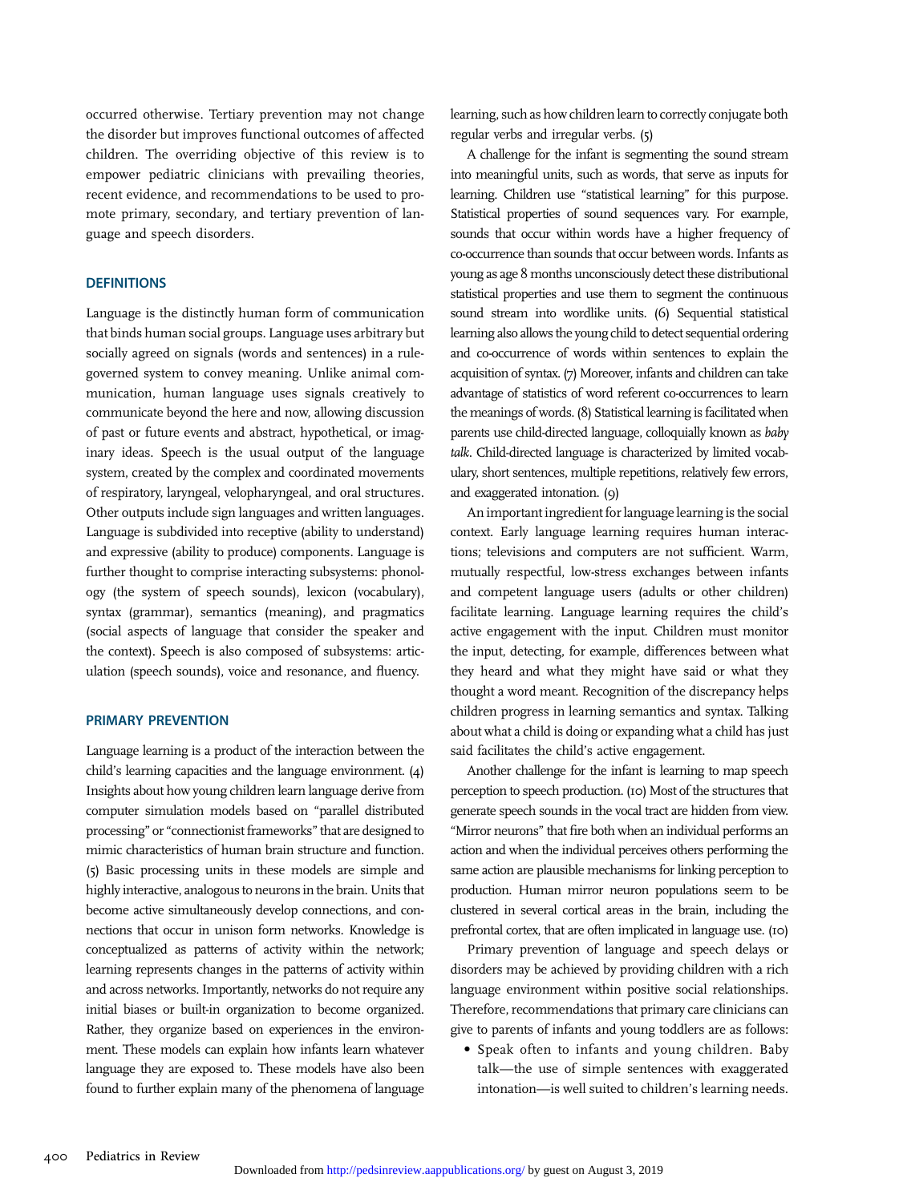occurred otherwise. Tertiary prevention may not change the disorder but improves functional outcomes of affected children. The overriding objective of this review is to empower pediatric clinicians with prevailing theories, recent evidence, and recommendations to be used to promote primary, secondary, and tertiary prevention of language and speech disorders.

## DEFINITIONS

Language is the distinctly human form of communication that binds human social groups. Language uses arbitrary but socially agreed on signals (words and sentences) in a rule-governed system to convey meaning. Unlike animal communication, human language uses signals creatively to communicate beyond the here and now, allowing discussion of past or future events and abstract, hypothetical, or imaginary ideas. Speech is the usual output of the language system, created by the complex and coordinated movements of respiratory, laryngeal, velopharyngeal, and oral structures. Other outputs include sign languages and written languages. Language is subdivided into receptive (ability to understand) and expressive (ability to produce) components. Language is further thought to comprise interacting subsystems: phonology (the system of speech sounds), lexicon (vocabulary), syntax (grammar), semantics (meaning), and pragmatics (social aspects of language that consider the speaker and the context). Speech is also composed of subsystems: articulation (speech sounds), voice and resonance, and fluency.

## PRIMARY PREVENTION

Language learning is a product of the interaction between the child's learning capacities and the language environment. (4) Insights about how young children learn language derive from computer simulation models based on "parallel distributed processing" or "connectionist frameworks" that are designed to mimic characteristics of human brain structure and function. (5) Basic processing units in these models are simple and highly interactive, analogous to neurons in the brain. Units that become active simultaneously develop connections, and connections that occur in unison form networks. Knowledge is conceptualized as patterns of activity within the network; learning represents changes in the patterns of activity within and across networks. Importantly, networks do not require any initial biases or built-in organization to become organized. Rather, they organize based on experiences in the environment. These models can explain how infants learn whatever language they are exposed to. These models have also been found to further explain many of the phenomena of language learning, such as how children learn to correctly conjugate both regular verbs and irregular verbs. (5)

A challenge for the infant is segmenting the sound stream into meaningful units, such as words, that serve as inputs for learning. Children use "statistical learning" for this purpose. Statistical properties of sound sequences vary. For example, sounds that occur within words have a higher frequency of co-occurrence than sounds that occur between words. Infants as young as age 8 months unconsciously detect these distributional statistical properties and use them to segment the continuous sound stream into wordlike units. (6) Sequential statistical learning also allows the young child to detect sequential ordering and co-occurrence of words within sentences to explain the acquisition of syntax. (7) Moreover, infants and children can take advantage of statistics of word referent co-occurrences to learn the meanings of words. (8) Statistical learning is facilitated when parents use child-directed language, colloquially known as *baby talk*. Child-directed language is characterized by limited vocabulary, short sentences, multiple repetitions, relatively few errors, and exaggerated intonation. (9)

An important ingredient for language learning is the social context. Early language learning requires human interactions; televisions and computers are not sufficient. Warm, mutually respectful, low-stress exchanges between infants and competent language users (adults or other children) facilitate learning. Language learning requires the child's active engagement with the input. Children must monitor the input, detecting, for example, differences between what they heard and what they might have said or what they thought a word meant. Recognition of the discrepancy helps children progress in learning semantics and syntax. Talking about what a child is doing or expanding what a child has just said facilitates the child's active engagement.

Another challenge for the infant is learning to map speech perception to speech production. (10) Most of the structures that generate speech sounds in the vocal tract are hidden from view. "Mirror neurons" that fire both when an individual performs an action and when the individual perceives others performing the same action are plausible mechanisms for linking perception to production. Human mirror neuron populations seem to be clustered in several cortical areas in the brain, including the prefrontal cortex, that are often implicated in language use. (10)

Primary prevention of language and speech delays or disorders may be achieved by providing children with a rich language environment within positive social relationships. Therefore, recommendations that primary care clinicians can give to parents of infants and young toddlers are as follows:

- Speak often to infants and young children. Baby talk—the use of simple sentences with exaggerated intonation—is well suited to children's learning needs.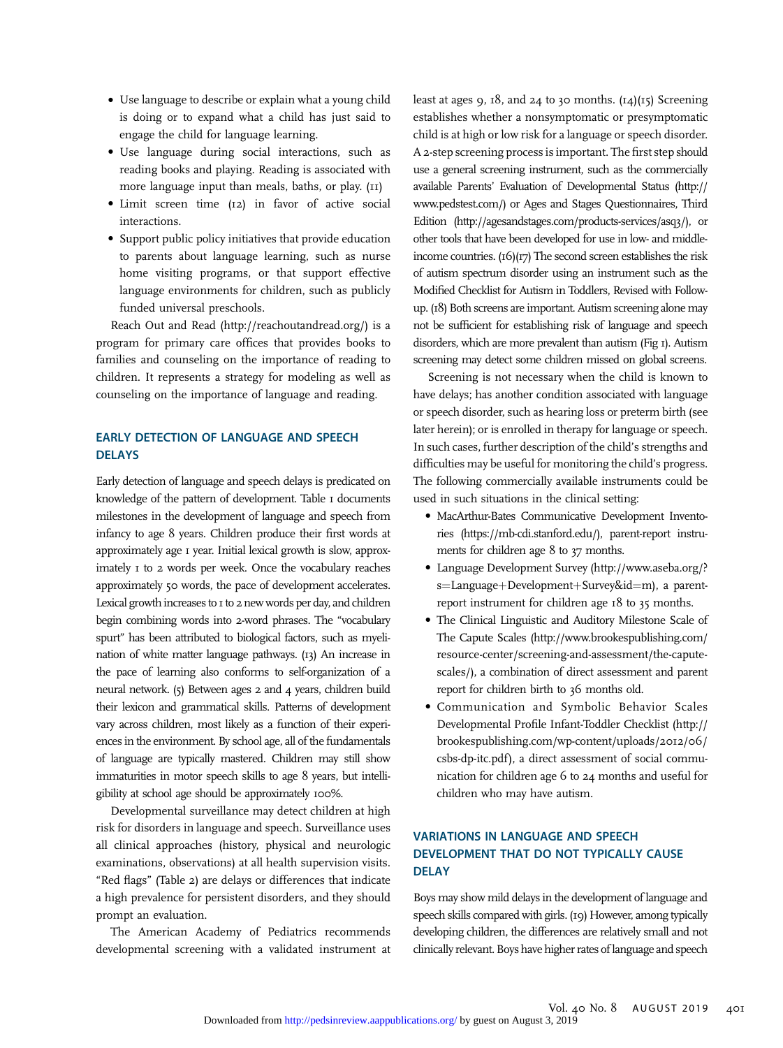- Use language to describe or explain what a young child is doing or to expand what a child has just said to engage the child for language learning.
- Use language during social interactions, such as reading books and playing. Reading is associated with more language input than meals, baths, or play. (11)
- Limit screen time (12) in favor of active social interactions.
- Support public policy initiatives that provide education to parents about language learning, such as nurse home visiting programs, or that support effective language environments for children, such as publicly funded universal preschools.

Reach Out and Read (http://reachoutandread.org/) is a program for primary care offices that provides books to families and counseling on the importance of reading to children. It represents a strategy for modeling as well as counseling on the importance of language and reading.

## EARLY DETECTION OF LANGUAGE AND SPEECH DELAYS

Early detection of language and speech delays is predicated on knowledge of the pattern of development. Table 1 documents milestones in the development of language and speech from infancy to age 8 years. Children produce their first words at approximately age 1 year. Initial lexical growth is slow, approximately 1 to 2 words per week. Once the vocabulary reaches approximately 50 words, the pace of development accelerates. Lexical growth increases to 1 to 2 new words per day, and children begin combining words into 2-word phrases. The "vocabulary spurt" has been attributed to biological factors, such as myelination of white matter language pathways. (13) An increase in the pace of learning also conforms to self-organization of a neural network. (5) Between ages 2 and 4 years, children build their lexicon and grammatical skills. Patterns of development vary across children, most likely as a function of their experiences in the environment. By school age, all of the fundamentals of language are typically mastered. Children may still show immaturities in motor speech skills to age 8 years, but intelligibility at school age should be approximately 100%.

Developmental surveillance may detect children at high risk for disorders in language and speech. Surveillance uses all clinical approaches (history, physical and neurologic examinations, observations) at all health supervision visits. "Red flags" (Table 2) are delays or differences that indicate a high prevalence for persistent disorders, and they should prompt an evaluation.

The American Academy of Pediatrics recommends developmental screening with a validated instrument at least at ages 9, 18, and 24 to 30 months. (14)(15) Screening establishes whether a nonsymptomatic or presymptomatic child is at high or low risk for a language or speech disorder. A 2-step screening process is important. The first step should use a general screening instrument, such as the commercially available Parents' Evaluation of Developmental Status (http://www.pedstest.com/) or Ages and Stages Questionnaires, Third Edition (http://agesandstages.com/products-services/asq3/), or other tools that have been developed for use in low- and middle-income countries. (16)(17) The second screen establishes the risk of autism spectrum disorder using an instrument such as the Modified Checklist for Autism in Toddlers, Revised with Follow-up. (18) Both screens are important. Autism screening alone may not be sufficient for establishing risk of language and speech disorders, which are more prevalent than autism (Fig 1). Autism screening may detect some children missed on global screens.

Screening is not necessary when the child is known to have delays; has another condition associated with language or speech disorder, such as hearing loss or preterm birth (see later herein); or is enrolled in therapy for language or speech. In such cases, further description of the child's strengths and difficulties may be useful for monitoring the child's progress. The following commercially available instruments could be used in such situations in the clinical setting:

- MacArthur-Bates Communicative Development Inventories (https://mb-cdi.stanford.edu/), parent-report instruments for children age 8 to 37 months.
- Language Development Survey (http://www.aseba.org/?s=Language+Development+Survey&id=m), a parent-report instrument for children age 18 to 35 months.
- The Clinical Linguistic and Auditory Milestone Scale of The Capute Scales (http://www.brookespublishing.com/resource-center/screening-and-assessment/the-capute-scales/), a combination of direct assessment and parent report for children birth to 36 months old.
- Communication and Symbolic Behavior Scales Developmental Profile Infant-Toddler Checklist (http://brookespublishing.com/wp-content/uploads/2012/06/csbs-dp-itc.pdf), a direct assessment of social communication for children age 6 to 24 months and useful for children who may have autism.

## VARIATIONS IN LANGUAGE AND SPEECH DEVELOPMENT THAT DO NOT TYPICALLY CAUSE DELAY

Boys may show mild delays in the development of language and speech skills compared with girls. (19) However, among typically developing children, the differences are relatively small and not clinically relevant. Boys have higher rates of language and speech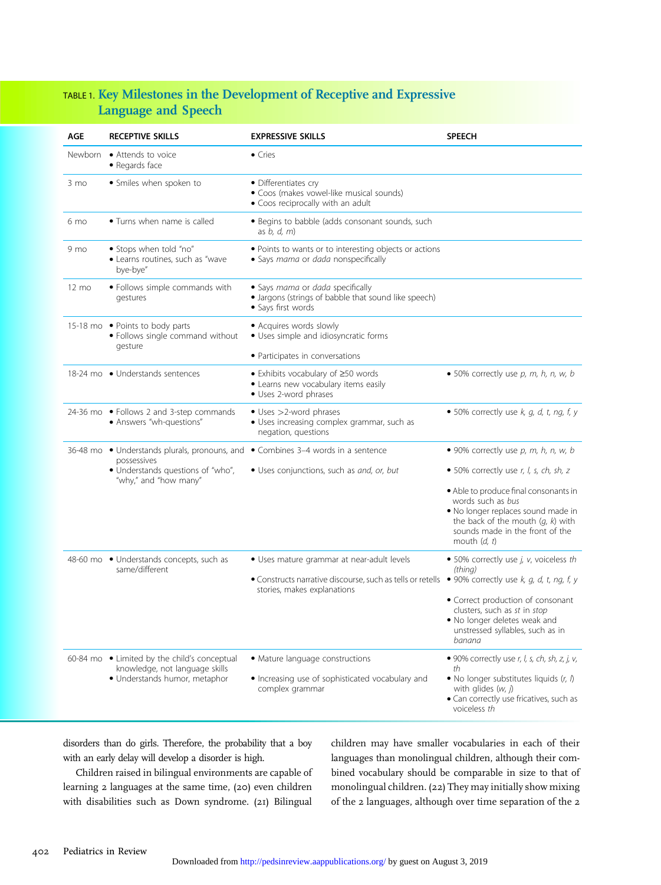TABLE 1. **Key Milestones in the Development of Receptive and Expressive Language and Speech**

| AGE | RECEPTIVE SKILLS | EXPRESSIVE SKILLS | SPEECH |
|---|---|---|---|
| Newborn | • Attends to voice<br>• Regards face | • Cries | |
| 3 mo | • Smiles when spoken to | • Differentiates cry<br>• Coos (makes vowel-like musical sounds)<br>• Coos reciprocally with an adult | |
| 6 mo | • Turns when name is called | • Begins to babble (adds consonant sounds, such as *b, d, m*) | |
| 9 mo | • Stops when told "no"<br>• Learns routines, such as "wave bye-bye" | • Points to wants or to interesting objects or actions<br>• Says *mama* or *dada* nonspecifically | |
| 12 mo | • Follows simple commands with gestures | • Says *mama* or *dada* specifically<br>• Jargons (strings of babble that sound like speech)<br>• Says first words | |
| 15-18 mo | • Points to body parts<br>• Follows single command without gesture | • Acquires words slowly<br>• Uses simple and idiosyncratic forms<br>• Participates in conversations | |
| 18-24 mo | • Understands sentences | • Exhibits vocabulary of ≥50 words<br>• Learns new vocabulary items easily<br>• Uses 2-word phrases | • 50% correctly use *p, m, h, n, w, b* |
| 24-36 mo | • Follows 2 and 3-step commands<br>• Answers "wh-questions" | • Uses >2-word phrases<br>• Uses increasing complex grammar, such as negation, questions | • 50% correctly use *k, g, d, t, ng, f, y* |
| 36-48 mo | • Understands plurals, pronouns, and possessives<br>• Understands questions of "who", "why," and "how many" | • Combines 3–4 words in a sentence<br>• Uses conjunctions, such as *and, or, but* | • 90% correctly use *p, m, h, n, w, b*<br>• 50% correctly use *r, l, s, ch, sh, z*<br>• Able to produce final consonants in words such as *bus*<br>• No longer replaces sound made in the back of the mouth (*g, k*) with sounds made in the front of the mouth (*d, t*) |
| 48-60 mo | • Understands concepts, such as same/different | • Uses mature grammar at near-adult levels<br>• Constructs narrative discourse, such as tells or retells stories, makes explanations | • 50% correctly use *j, v*, voiceless *th (thing)*<br>• 90% correctly use *k, g, d, t, ng, f, y*<br>• Correct production of consonant clusters, such as *st* in *stop*<br>• No longer deletes weak and unstressed syllables, such as in *banana* |
| 60-84 mo | • Limited by the child's conceptual knowledge, not language skills<br>• Understands humor, metaphor | • Mature language constructions<br>• Increasing use of sophisticated vocabulary and complex grammar | • 90% correctly use *r, l, s, ch, sh, z, j, v, th*<br>• No longer substitutes liquids (*r, l*) with glides (*w, j*)<br>• Can correctly use fricatives, such as voiceless *th* |

disorders than do girls. Therefore, the probability that a boy with an early delay will develop a disorder is high.

Children raised in bilingual environments are capable of learning 2 languages at the same time, (20) even children with disabilities such as Down syndrome. (21) Bilingual children may have smaller vocabularies in each of their languages than monolingual children, although their combined vocabulary should be comparable in size to that of monolingual children. (22) They may initially show mixing of the 2 languages, although over time separation of the 2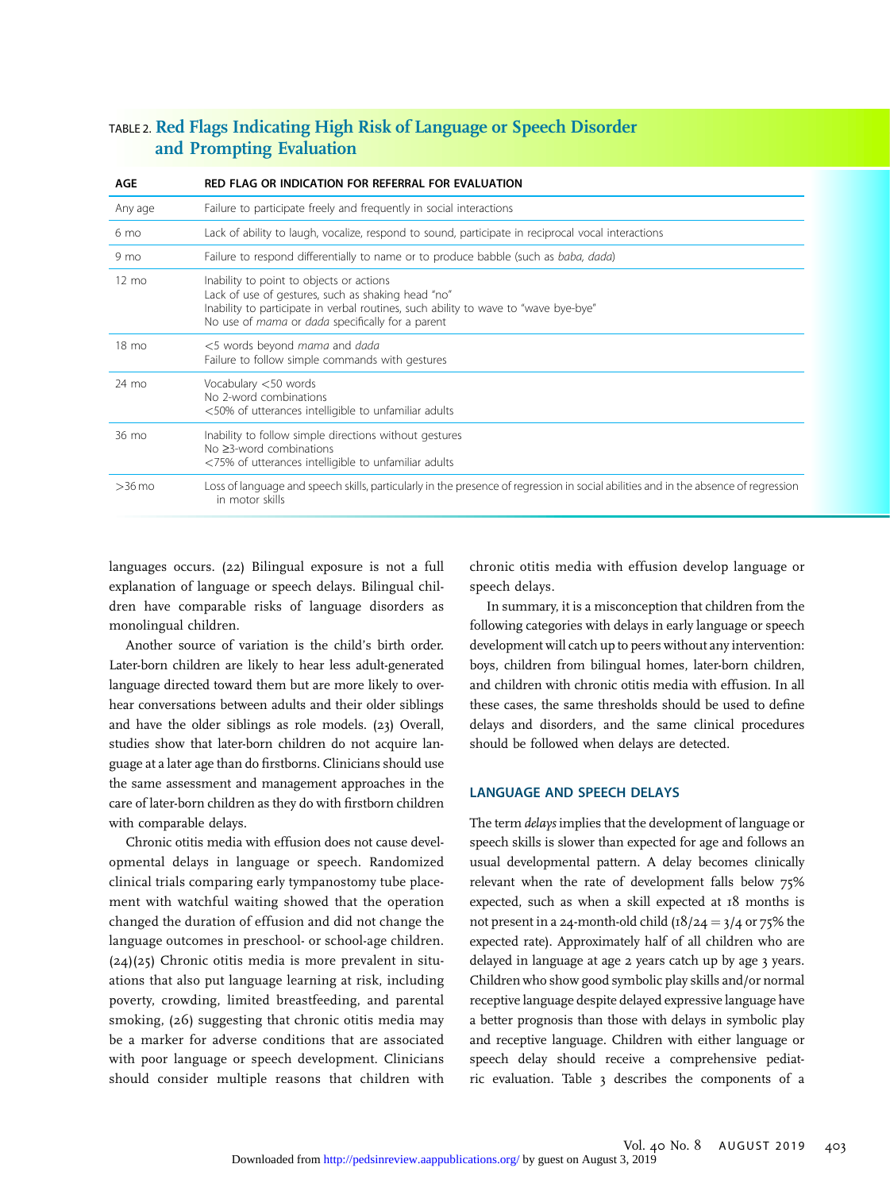TABLE 2. **Red Flags Indicating High Risk of Language or Speech Disorder and Prompting Evaluation**

| AGE | RED FLAG OR INDICATION FOR REFERRAL FOR EVALUATION |
|---|---|
| Any age | Failure to participate freely and frequently in social interactions |
| 6 mo | Lack of ability to laugh, vocalize, respond to sound, participate in reciprocal vocal interactions |
| 9 mo | Failure to respond differentially to name or to produce babble (such as *baba*, *dada*) |
| 12 mo | Inability to point to objects or actions<br>Lack of use of gestures, such as shaking head "no"<br>Inability to participate in verbal routines, such ability to wave to "wave bye-bye"<br>No use of *mama* or *dada* specifically for a parent |
| 18 mo | <5 words beyond *mama* and *dada*<br>Failure to follow simple commands with gestures |
| 24 mo | Vocabulary <50 words<br>No 2-word combinations<br><50% of utterances intelligible to unfamiliar adults |
| 36 mo | Inability to follow simple directions without gestures<br>No ≥3-word combinations<br><75% of utterances intelligible to unfamiliar adults |
| >36 mo | Loss of language and speech skills, particularly in the presence of regression in social abilities and in the absence of regression in motor skills |

languages occurs. (22) Bilingual exposure is not a full explanation of language or speech delays. Bilingual children have comparable risks of language disorders as monolingual children.

Another source of variation is the child's birth order. Later-born children are likely to hear less adult-generated language directed toward them but are more likely to overhear conversations between adults and their older siblings and have the older siblings as role models. (23) Overall, studies show that later-born children do not acquire language at a later age than do firstborns. Clinicians should use the same assessment and management approaches in the care of later-born children as they do with firstborn children with comparable delays.

Chronic otitis media with effusion does not cause developmental delays in language or speech. Randomized clinical trials comparing early tympanostomy tube placement with watchful waiting showed that the operation changed the duration of effusion and did not change the language outcomes in preschool- or school-age children. (24)(25) Chronic otitis media is more prevalent in situations that also put language learning at risk, including poverty, crowding, limited breastfeeding, and parental smoking, (26) suggesting that chronic otitis media may be a marker for adverse conditions that are associated with poor language or speech development. Clinicians should consider multiple reasons that children with chronic otitis media with effusion develop language or speech delays.

In summary, it is a misconception that children from the following categories with delays in early language or speech development will catch up to peers without any intervention: boys, children from bilingual homes, later-born children, and children with chronic otitis media with effusion. In all these cases, the same thresholds should be used to define delays and disorders, and the same clinical procedures should be followed when delays are detected.

## LANGUAGE AND SPEECH DELAYS

The term *delays* implies that the development of language or speech skills is slower than expected for age and follows an usual developmental pattern. A delay becomes clinically relevant when the rate of development falls below 75% expected, such as when a skill expected at 18 months is not present in a 24-month-old child ($18/24 = 3/4$ or 75% the expected rate). Approximately half of all children who are delayed in language at age 2 years catch up by age 3 years. Children who show good symbolic play skills and/or normal receptive language despite delayed expressive language have a better prognosis than those with delays in symbolic play and receptive language. Children with either language or speech delay should receive a comprehensive pediatric evaluation. Table 3 describes the components of a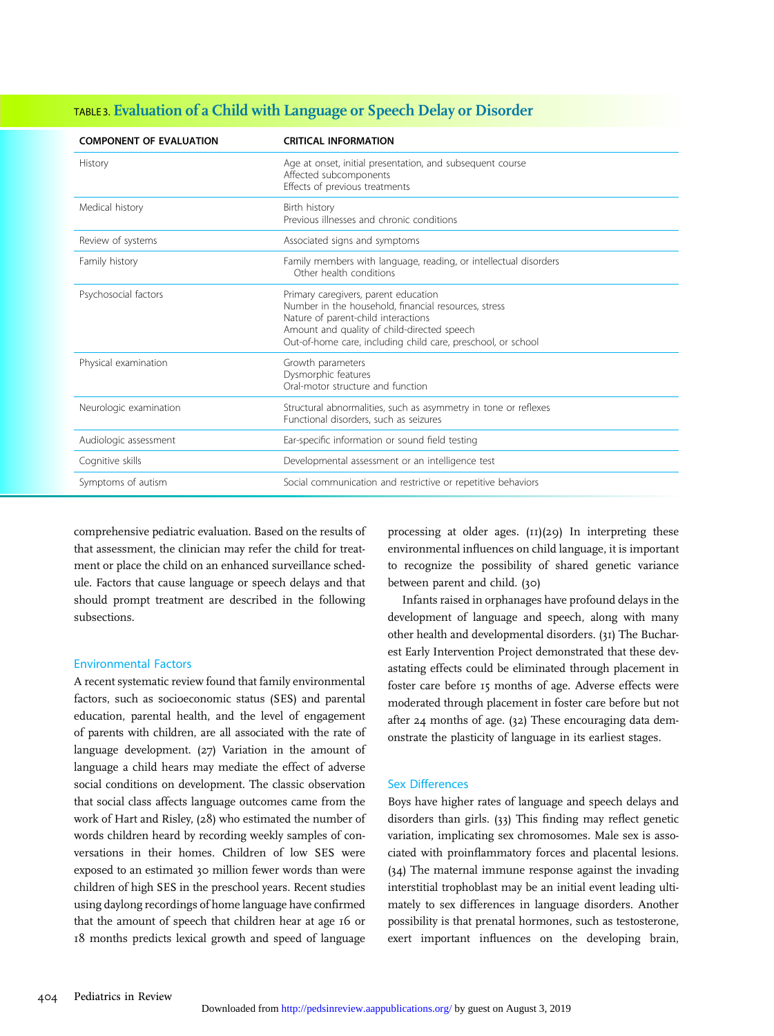TABLE 3. **Evaluation of a Child with Language or Speech Delay or Disorder**

| COMPONENT OF EVALUATION | CRITICAL INFORMATION |
|---|---|
| History | Age at onset, initial presentation, and subsequent course<br>Affected subcomponents<br>Effects of previous treatments |
| Medical history | Birth history<br>Previous illnesses and chronic conditions |
| Review of systems | Associated signs and symptoms |
| Family history | Family members with language, reading, or intellectual disorders<br>Other health conditions |
| Psychosocial factors | Primary caregivers, parent education<br>Number in the household, financial resources, stress<br>Nature of parent-child interactions<br>Amount and quality of child-directed speech<br>Out-of-home care, including child care, preschool, or school |
| Physical examination | Growth parameters<br>Dysmorphic features<br>Oral-motor structure and function |
| Neurologic examination | Structural abnormalities, such as asymmetry in tone or reflexes<br>Functional disorders, such as seizures |
| Audiologic assessment | Ear-specific information or sound field testing |
| Cognitive skills | Developmental assessment or an intelligence test |
| Symptoms of autism | Social communication and restrictive or repetitive behaviors |

comprehensive pediatric evaluation. Based on the results of that assessment, the clinician may refer the child for treatment or place the child on an enhanced surveillance schedule. Factors that cause language or speech delays and that should prompt treatment are described in the following subsections.

### Environmental Factors

A recent systematic review found that family environmental factors, such as socioeconomic status (SES) and parental education, parental health, and the level of engagement of parents with children, are all associated with the rate of language development. (27) Variation in the amount of language a child hears may mediate the effect of adverse social conditions on development. The classic observation that social class affects language outcomes came from the work of Hart and Risley, (28) who estimated the number of words children heard by recording weekly samples of conversations in their homes. Children of low SES were exposed to an estimated 30 million fewer words than were children of high SES in the preschool years. Recent studies using daylong recordings of home language have confirmed that the amount of speech that children hear at age 16 or 18 months predicts lexical growth and speed of language processing at older ages. (11)(29) In interpreting these environmental influences on child language, it is important to recognize the possibility of shared genetic variance between parent and child. (30)

Infants raised in orphanages have profound delays in the development of language and speech, along with many other health and developmental disorders. (31) The Bucharest Early Intervention Project demonstrated that these devastating effects could be eliminated through placement in foster care before 15 months of age. Adverse effects were moderated through placement in foster care before but not after 24 months of age. (32) These encouraging data demonstrate the plasticity of language in its earliest stages.

### Sex Differences

Boys have higher rates of language and speech delays and disorders than girls. (33) This finding may reflect genetic variation, implicating sex chromosomes. Male sex is associated with proinflammatory forces and placental lesions. (34) The maternal immune response against the invading interstitial trophoblast may be an initial event leading ultimately to sex differences in language disorders. Another possibility is that prenatal hormones, such as testosterone, exert important influences on the developing brain,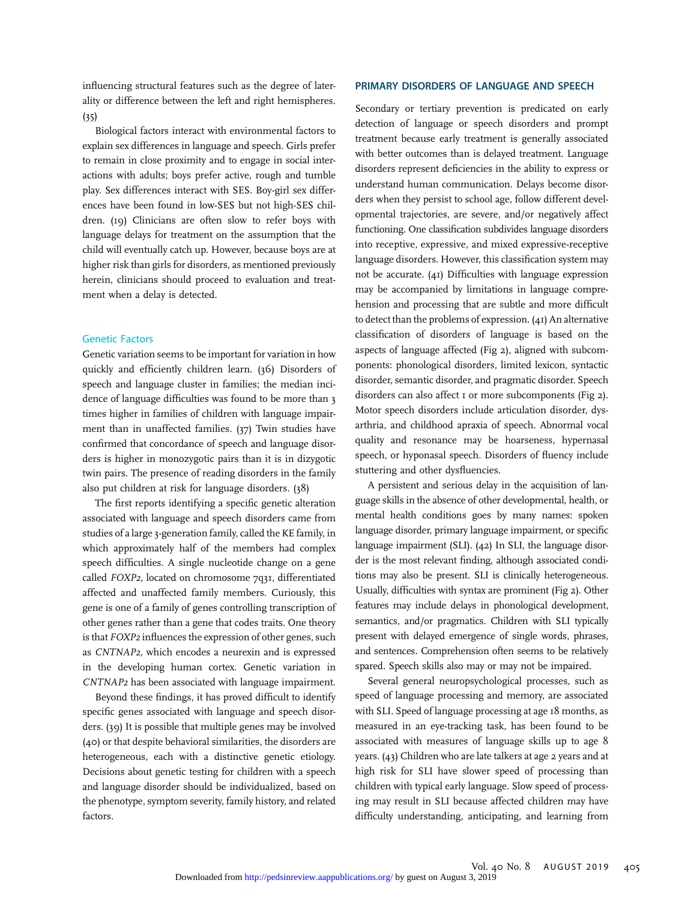influencing structural features such as the degree of laterality or difference between the left and right hemispheres. (35)

Biological factors interact with environmental factors to explain sex differences in language and speech. Girls prefer to remain in close proximity and to engage in social interactions with adults; boys prefer active, rough and tumble play. Sex differences interact with SES. Boy-girl sex differences have been found in low-SES but not high-SES children. (19) Clinicians are often slow to refer boys with language delays for treatment on the assumption that the child will eventually catch up. However, because boys are at higher risk than girls for disorders, as mentioned previously herein, clinicians should proceed to evaluation and treatment when a delay is detected.

### Genetic Factors

Genetic variation seems to be important for variation in how quickly and efficiently children learn. (36) Disorders of speech and language cluster in families; the median incidence of language difficulties was found to be more than 3 times higher in families of children with language impairment than in unaffected families. (37) Twin studies have confirmed that concordance of speech and language disorders is higher in monozygotic pairs than it is in dizygotic twin pairs. The presence of reading disorders in the family also put children at risk for language disorders. (38)

The first reports identifying a specific genetic alteration associated with language and speech disorders came from studies of a large 3-generation family, called the KE family, in which approximately half of the members had complex speech difficulties. A single nucleotide change on a gene called *FOXP2*, located on chromosome 7q31, differentiated affected and unaffected family members. Curiously, this gene is one of a family of genes controlling transcription of other genes rather than a gene that codes traits. One theory is that *FOXP2* influences the expression of other genes, such as *CNTNAP2*, which encodes a neurexin and is expressed in the developing human cortex. Genetic variation in *CNTNAP2* has been associated with language impairment.

Beyond these findings, it has proved difficult to identify specific genes associated with language and speech disorders. (39) It is possible that multiple genes may be involved (40) or that despite behavioral similarities, the disorders are heterogeneous, each with a distinctive genetic etiology. Decisions about genetic testing for children with a speech and language disorder should be individualized, based on the phenotype, symptom severity, family history, and related factors.

## PRIMARY DISORDERS OF LANGUAGE AND SPEECH

Secondary or tertiary prevention is predicated on early detection of language or speech disorders and prompt treatment because early treatment is generally associated with better outcomes than is delayed treatment. Language disorders represent deficiencies in the ability to express or understand human communication. Delays become disorders when they persist to school age, follow different developmental trajectories, are severe, and/or negatively affect functioning. One classification subdivides language disorders into receptive, expressive, and mixed expressive-receptive language disorders. However, this classification system may not be accurate. (41) Difficulties with language expression may be accompanied by limitations in language comprehension and processing that are subtle and more difficult to detect than the problems of expression. (41) An alternative classification of disorders of language is based on the aspects of language affected (Fig 2), aligned with subcomponents: phonological disorders, limited lexicon, syntactic disorder, semantic disorder, and pragmatic disorder. Speech disorders can also affect 1 or more subcomponents (Fig 2). Motor speech disorders include articulation disorder, dysarthria, and childhood apraxia of speech. Abnormal vocal quality and resonance may be hoarseness, hypernasal speech, or hyponasal speech. Disorders of fluency include stuttering and other dysfluencies.

A persistent and serious delay in the acquisition of language skills in the absence of other developmental, health, or mental health conditions goes by many names: spoken language disorder, primary language impairment, or specific language impairment (SLI). (42) In SLI, the language disorder is the most relevant finding, although associated conditions may also be present. SLI is clinically heterogeneous. Usually, difficulties with syntax are prominent (Fig 2). Other features may include delays in phonological development, semantics, and/or pragmatics. Children with SLI typically present with delayed emergence of single words, phrases, and sentences. Comprehension often seems to be relatively spared. Speech skills also may or may not be impaired.

Several general neuropsychological processes, such as speed of language processing and memory, are associated with SLI. Speed of language processing at age 18 months, as measured in an eye-tracking task, has been found to be associated with measures of language skills up to age 8 years. (43) Children who are late talkers at age 2 years and at high risk for SLI have slower speed of processing than children with typical early language. Slow speed of processing may result in SLI because affected children may have difficulty understanding, anticipating, and learning from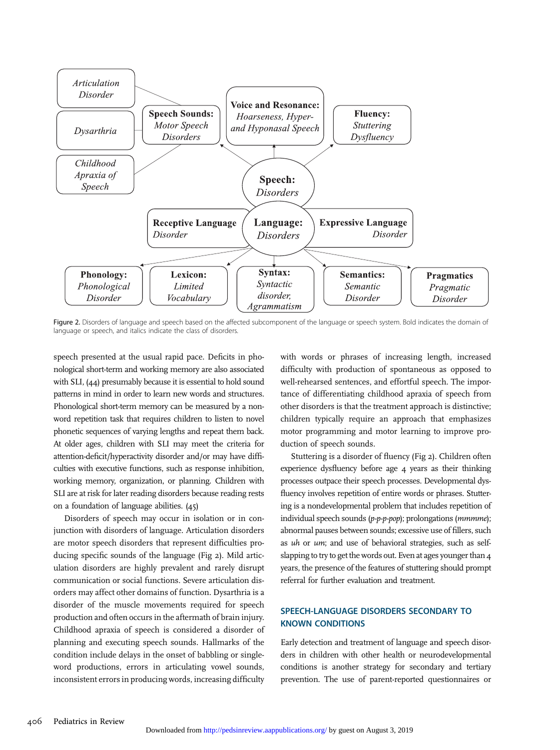Figure 2. Disorders of language and speech based on the affected subcomponent of the language or speech system. Bold indicates the domain of language or speech, and italics indicate the class of disorders.

speech presented at the usual rapid pace. Deficits in phonological short-term and working memory are also associated with SLI, (44) presumably because it is essential to hold sound patterns in mind in order to learn new words and structures. Phonological short-term memory can be measured by a nonword repetition task that requires children to listen to novel phonetic sequences of varying lengths and repeat them back. At older ages, children with SLI may meet the criteria for attention-deficit/hyperactivity disorder and/or may have difficulties with executive functions, such as response inhibition, working memory, organization, or planning. Children with SLI are at risk for later reading disorders because reading rests on a foundation of language abilities. (45)

Disorders of speech may occur in isolation or in conjunction with disorders of language. Articulation disorders are motor speech disorders that represent difficulties producing specific sounds of the language (Fig 2). Mild articulation disorders are highly prevalent and rarely disrupt communication or social functions. Severe articulation disorders may affect other domains of function. Dysarthria is a disorder of the muscle movements required for speech production and often occurs in the aftermath of brain injury. Childhood apraxia of speech is considered a disorder of planning and executing speech sounds. Hallmarks of the condition include delays in the onset of babbling or single-word productions, errors in articulating vowel sounds, inconsistent errors in producing words, increasing difficulty with words or phrases of increasing length, increased difficulty with production of spontaneous as opposed to well-rehearsed sentences, and effortful speech. The importance of differentiating childhood apraxia of speech from other disorders is that the treatment approach is distinctive; children typically require an approach that emphasizes motor programming and motor learning to improve production of speech sounds.

Stuttering is a disorder of fluency (Fig 2). Children often experience dysfluency before age 4 years as their thinking processes outpace their speech processes. Developmental dysfluency involves repetition of entire words or phrases. Stuttering is a nondevelopmental problem that includes repetition of individual speech sounds (*p-p-p-pop*); prolongations (*mmmme*); abnormal pauses between sounds; excessive use of fillers, such as *uh* or *um*; and use of behavioral strategies, such as self-slapping to try to get the words out. Even at ages younger than 4 years, the presence of the features of stuttering should prompt referral for further evaluation and treatment.

## SPEECH-LANGUAGE DISORDERS SECONDARY TO KNOWN CONDITIONS

Early detection and treatment of language and speech disorders in children with other health or neurodevelopmental conditions is another strategy for secondary and tertiary prevention. The use of parent-reported questionnaires or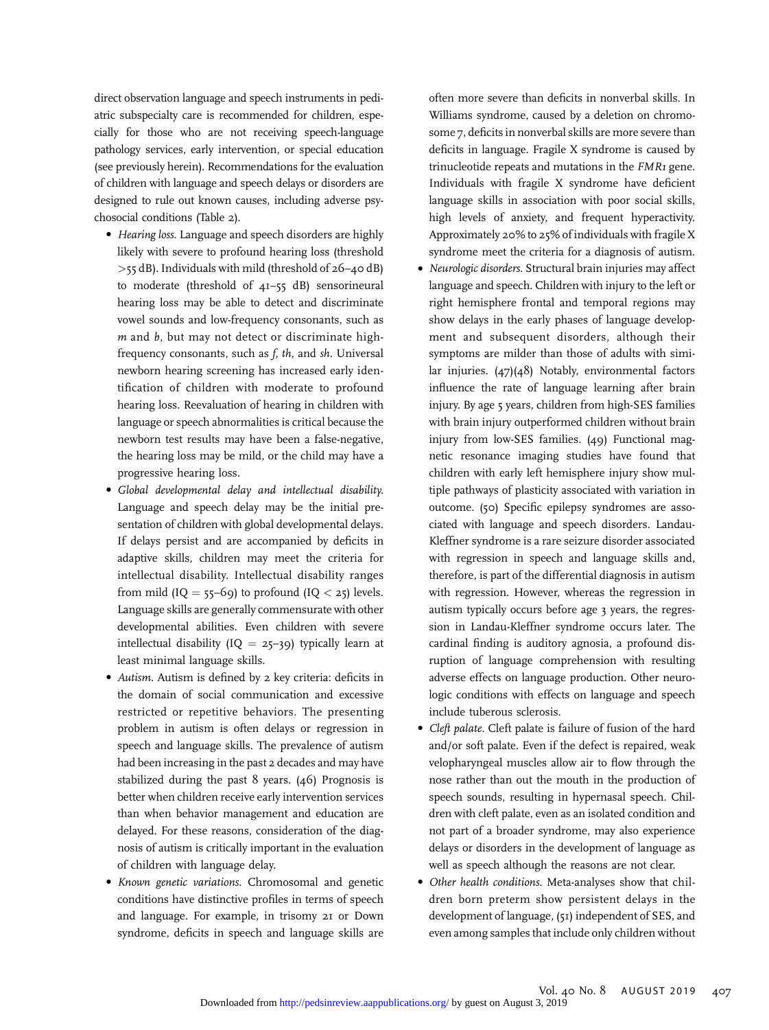direct observation language and speech instruments in pediatric subspecialty care is recommended for children, especially for those who are not receiving speech-language pathology services, early intervention, or special education (see previously herein). Recommendations for the evaluation of children with language and speech delays or disorders are designed to rule out known causes, including adverse psychosocial conditions (Table 2).

- *Hearing loss.* Language and speech disorders are highly likely with severe to profound hearing loss (threshold >55 dB). Individuals with mild (threshold of 26–40 dB) to moderate (threshold of 41–55 dB) sensorineural hearing loss may be able to detect and discriminate vowel sounds and low-frequency consonants, such as *m* and *b*, but may not detect or discriminate high-frequency consonants, such as *f, th,* and *sh*. Universal newborn hearing screening has increased early identification of children with moderate to profound hearing loss. Reevaluation of hearing in children with language or speech abnormalities is critical because the newborn test results may have been a false-negative, the hearing loss may be mild, or the child may have a progressive hearing loss.
- *Global developmental delay and intellectual disability.* Language and speech delay may be the initial presentation of children with global developmental delays. If delays persist and are accompanied by deficits in adaptive skills, children may meet the criteria for intellectual disability. Intellectual disability ranges from mild (IQ = 55–69) to profound (IQ < 25) levels. Language skills are generally commensurate with other developmental abilities. Even children with severe intellectual disability (IQ = 25–39) typically learn at least minimal language skills.
- *Autism.* Autism is defined by 2 key criteria: deficits in the domain of social communication and excessive restricted or repetitive behaviors. The presenting problem in autism is often delays or regression in speech and language skills. The prevalence of autism had been increasing in the past 2 decades and may have stabilized during the past 8 years. (46) Prognosis is better when children receive early intervention services than when behavior management and education are delayed. For these reasons, consideration of the diagnosis of autism is critically important in the evaluation of children with language delay.
- *Known genetic variations.* Chromosomal and genetic conditions have distinctive profiles in terms of speech and language. For example, in trisomy 21 or Down syndrome, deficits in speech and language skills are often more severe than deficits in nonverbal skills. In Williams syndrome, caused by a deletion on chromosome 7, deficits in nonverbal skills are more severe than deficits in language. Fragile X syndrome is caused by trinucleotide repeats and mutations in the *FMR1* gene. Individuals with fragile X syndrome have deficient language skills in association with poor social skills, high levels of anxiety, and frequent hyperactivity. Approximately 20% to 25% of individuals with fragile X syndrome meet the criteria for a diagnosis of autism.
- *Neurologic disorders.* Structural brain injuries may affect language and speech. Children with injury to the left or right hemisphere frontal and temporal regions may show delays in the early phases of language development and subsequent disorders, although their symptoms are milder than those of adults with similar injuries. (47)(48) Notably, environmental factors influence the rate of language learning after brain injury. By age 5 years, children from high-SES families with brain injury outperformed children without brain injury from low-SES families. (49) Functional magnetic resonance imaging studies have found that children with early left hemisphere injury show multiple pathways of plasticity associated with variation in outcome. (50) Specific epilepsy syndromes are associated with language and speech disorders. Landau-Kleffner syndrome is a rare seizure disorder associated with regression in speech and language skills and, therefore, is part of the differential diagnosis in autism with regression. However, whereas the regression in autism typically occurs before age 3 years, the regression in Landau-Kleffner syndrome occurs later. The cardinal finding is auditory agnosia, a profound disruption of language comprehension with resulting adverse effects on language production. Other neurologic conditions with effects on language and speech include tuberous sclerosis.
- *Cleft palate.* Cleft palate is failure of fusion of the hard and/or soft palate. Even if the defect is repaired, weak velopharyngeal muscles allow air to flow through the nose rather than out the mouth in the production of speech sounds, resulting in hypernasal speech. Children with cleft palate, even as an isolated condition and not part of a broader syndrome, may also experience delays or disorders in the development of language as well as speech although the reasons are not clear.
- *Other health conditions.* Meta-analyses show that children born preterm show persistent delays in the development of language, (51) independent of SES, and even among samples that include only children without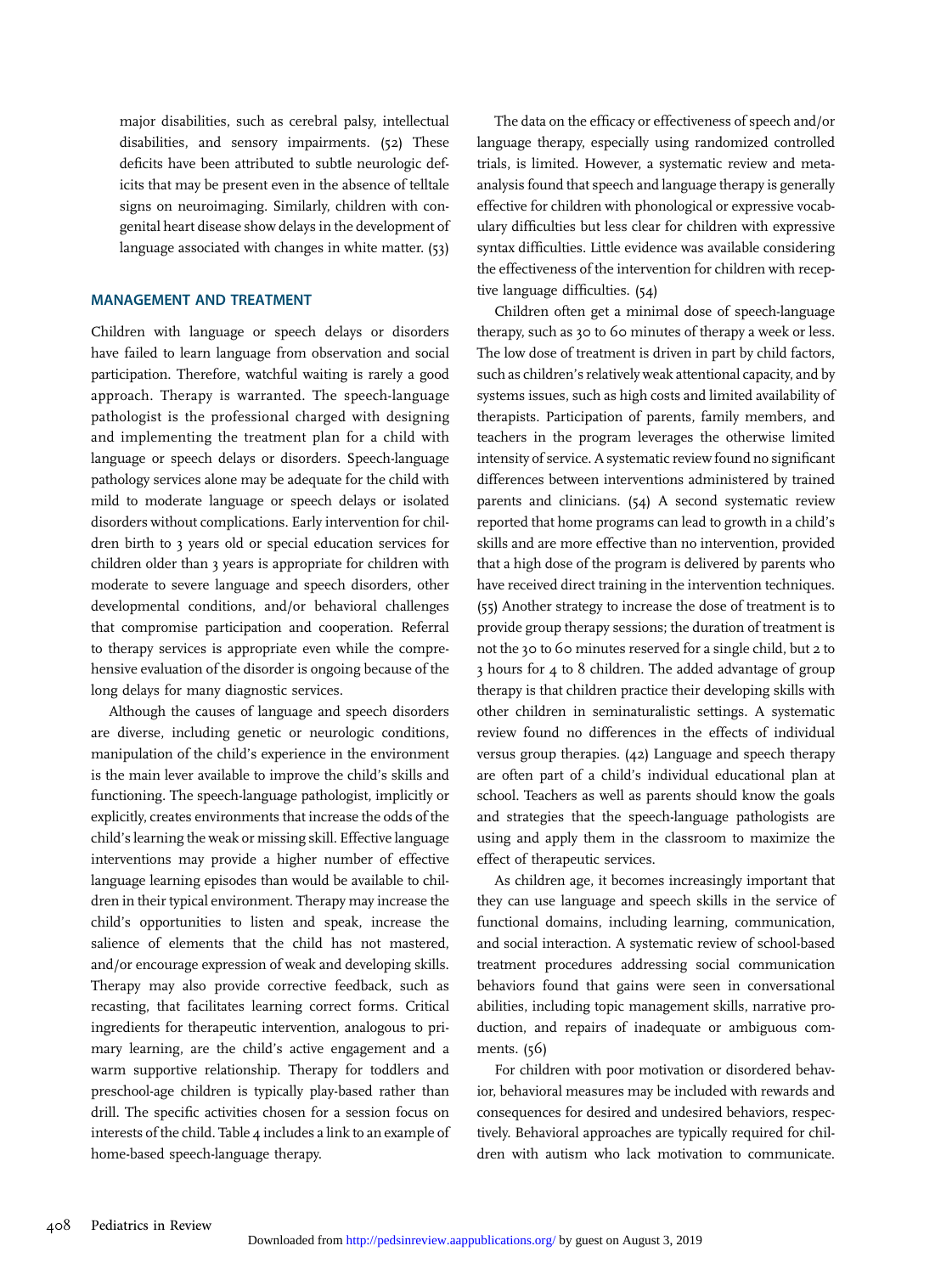major disabilities, such as cerebral palsy, intellectual disabilities, and sensory impairments. (52) These deficits have been attributed to subtle neurologic deficits that may be present even in the absence of telltale signs on neuroimaging. Similarly, children with congenital heart disease show delays in the development of language associated with changes in white matter. (53)

## MANAGEMENT AND TREATMENT

Children with language or speech delays or disorders have failed to learn language from observation and social participation. Therefore, watchful waiting is rarely a good approach. Therapy is warranted. The speech-language pathologist is the professional charged with designing and implementing the treatment plan for a child with language or speech delays or disorders. Speech-language pathology services alone may be adequate for the child with mild to moderate language or speech delays or isolated disorders without complications. Early intervention for children birth to 3 years old or special education services for children older than 3 years is appropriate for children with moderate to severe language and speech disorders, other developmental conditions, and/or behavioral challenges that compromise participation and cooperation. Referral to therapy services is appropriate even while the comprehensive evaluation of the disorder is ongoing because of the long delays for many diagnostic services.

Although the causes of language and speech disorders are diverse, including genetic or neurologic conditions, manipulation of the child's experience in the environment is the main lever available to improve the child's skills and functioning. The speech-language pathologist, implicitly or explicitly, creates environments that increase the odds of the child's learning the weak or missing skill. Effective language interventions may provide a higher number of effective language learning episodes than would be available to children in their typical environment. Therapy may increase the child's opportunities to listen and speak, increase the salience of elements that the child has not mastered, and/or encourage expression of weak and developing skills. Therapy may also provide corrective feedback, such as recasting, that facilitates learning correct forms. Critical ingredients for therapeutic intervention, analogous to primary learning, are the child's active engagement and a warm supportive relationship. Therapy for toddlers and preschool-age children is typically play-based rather than drill. The specific activities chosen for a session focus on interests of the child. Table 4 includes a link to an example of home-based speech-language therapy.

The data on the efficacy or effectiveness of speech and/or language therapy, especially using randomized controlled trials, is limited. However, a systematic review and meta-analysis found that speech and language therapy is generally effective for children with phonological or expressive vocabulary difficulties but less clear for children with expressive syntax difficulties. Little evidence was available considering the effectiveness of the intervention for children with receptive language difficulties. (54)

Children often get a minimal dose of speech-language therapy, such as 30 to 60 minutes of therapy a week or less. The low dose of treatment is driven in part by child factors, such as children's relatively weak attentional capacity, and by systems issues, such as high costs and limited availability of therapists. Participation of parents, family members, and teachers in the program leverages the otherwise limited intensity of service. A systematic review found no significant differences between interventions administered by trained parents and clinicians. (54) A second systematic review reported that home programs can lead to growth in a child's skills and are more effective than no intervention, provided that a high dose of the program is delivered by parents who have received direct training in the intervention techniques. (55) Another strategy to increase the dose of treatment is to provide group therapy sessions; the duration of treatment is not the 30 to 60 minutes reserved for a single child, but 2 to 3 hours for 4 to 8 children. The added advantage of group therapy is that children practice their developing skills with other children in seminaturalistic settings. A systematic review found no differences in the effects of individual versus group therapies. (42) Language and speech therapy are often part of a child's individual educational plan at school. Teachers as well as parents should know the goals and strategies that the speech-language pathologists are using and apply them in the classroom to maximize the effect of therapeutic services.

As children age, it becomes increasingly important that they can use language and speech skills in the service of functional domains, including learning, communication, and social interaction. A systematic review of school-based treatment procedures addressing social communication behaviors found that gains were seen in conversational abilities, including topic management skills, narrative production, and repairs of inadequate or ambiguous comments. (56)

For children with poor motivation or disordered behavior, behavioral measures may be included with rewards and consequences for desired and undesired behaviors, respectively. Behavioral approaches are typically required for children with autism who lack motivation to communicate.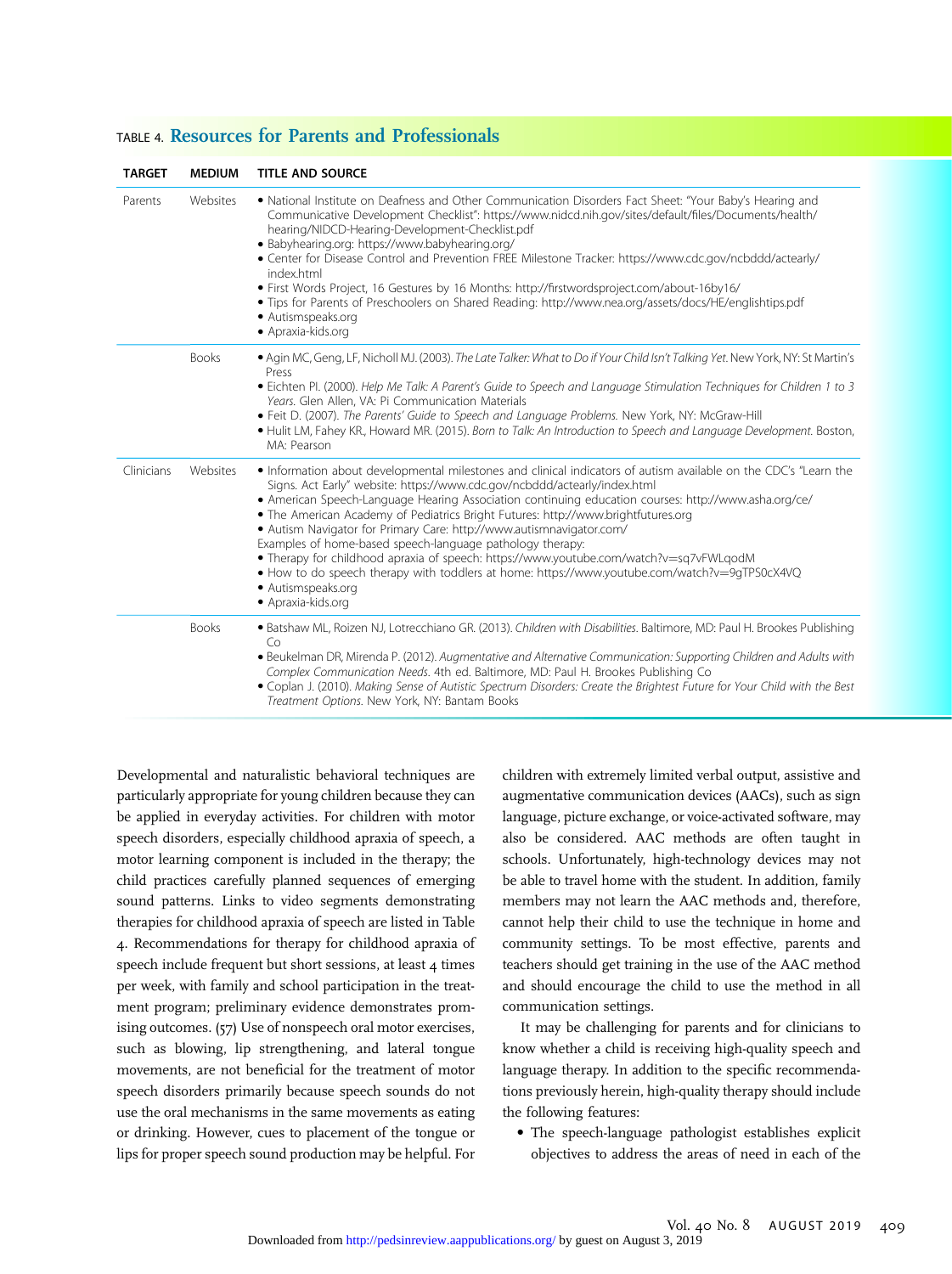TABLE 4. **Resources for Parents and Professionals**

| TARGET | MEDIUM | TITLE AND SOURCE |
|---|---|---|
| Parents | Websites | • National Institute on Deafness and Other Communication Disorders Fact Sheet: "Your Baby's Hearing and Communicative Development Checklist": https://www.nidcd.nih.gov/sites/default/files/Documents/health/hearing/NIDCD-Hearing-Development-Checklist.pdf<br>• Babyhearing.org: https://www.babyhearing.org/<br>• Center for Disease Control and Prevention FREE Milestone Tracker: https://www.cdc.gov/ncbddd/actearly/index.html<br>• First Words Project, 16 Gestures by 16 Months: http://firstwordsproject.com/about-16by16/<br>• Tips for Parents of Preschoolers on Shared Reading: http://www.nea.org/assets/docs/HE/englishtips.pdf<br>• Autismspeaks.org<br>• Apraxia-kids.org |
| | Books | • Agin MC, Geng, LF, Nicholl MJ. (2003). *The Late Talker: What to do if Your Child Isn't Talking Yet.* New York, NY: St Martin's Press<br>• Eichten PI. (2000). *Help Me Talk: A Parent's Guide to Speech and Language Stimulation Techniques for Children 1 to 3 Years.* Glen Allen, VA: Pi Communication Materials<br>• Feit D. (2007). *The Parents' Guide to Speech and Language Problems.* New York, NY: McGraw-Hill<br>• Hulit LM, Fahey KR., Howard MR. (2015). *Born to Talk: An Introduction to Speech and Language Development.* Boston, MA: Pearson |
| Clinicians | Websites | • Information about developmental milestones and clinical indicators of autism available on the CDC's "Learn the Signs. Act Early" website: https://www.cdc.gov/ncbddd/actearly/index.html<br>• American Speech-Language Hearing Association continuing education courses: http://www.asha.org/ce/<br>• The American Academy of Pediatrics Bright Futures: http://www.brightfutures.org<br>• Autism Navigator for Primary Care: http://www.autismnavigator.com/<br>Examples of home-based speech-language pathology therapy:<br>• Therapy for childhood apraxia of speech: https://www.youtube.com/watch?v=sq7vFWLqodM<br>• How to do speech therapy with toddlers at home: https://www.youtube.com/watch?v=9gTPS0cX4VQ<br>• Autismspeaks.org<br>• Apraxia-kids.org |
| | Books | • Batshaw ML, Roizen NJ, Lotrecchiano GR. (2013). *Children with Disabilities.* Baltimore, MD: Paul H. Brookes Publishing Co<br>• Beukelman DR, Mirenda P. (2012). *Augmentative and Alternative Communication: Supporting Children and Adults with Complex Communication Needs.* 4th ed. Baltimore, MD: Paul H. Brookes Publishing Co<br>• Coplan J. (2010). *Making Sense of Autistic Spectrum Disorders: Create the Brightest Future for Your Child with the Best Treatment Options.* New York, NY: Bantam Books |

Developmental and naturalistic behavioral techniques are particularly appropriate for young children because they can be applied in everyday activities. For children with motor speech disorders, especially childhood apraxia of speech, a motor learning component is included in the therapy; the child practices carefully planned sequences of emerging sound patterns. Links to video segments demonstrating therapies for childhood apraxia of speech are listed in Table 4. Recommendations for therapy for childhood apraxia of speech include frequent but short sessions, at least 4 times per week, with family and school participation in the treatment program; preliminary evidence demonstrates promising outcomes. (57) Use of nonspeech oral motor exercises, such as blowing, lip strengthening, and lateral tongue movements, are not beneficial for the treatment of motor speech disorders primarily because speech sounds do not use the oral mechanisms in the same movements as eating or drinking. However, cues to placement of the tongue or lips for proper speech sound production may be helpful. For children with extremely limited verbal output, assistive and augmentative communication devices (AACs), such as sign language, picture exchange, or voice-activated software, may also be considered. AAC methods are often taught in schools. Unfortunately, high-technology devices may not be able to travel home with the student. In addition, family members may not learn the AAC methods and, therefore, cannot help their child to use the technique in home and community settings. To be most effective, parents and teachers should get training in the use of the AAC method and should encourage the child to use the method in all communication settings.

It may be challenging for parents and for clinicians to know whether a child is receiving high-quality speech and language therapy. In addition to the specific recommendations previously herein, high-quality therapy should include the following features:

- The speech-language pathologist establishes explicit objectives to address the areas of need in each of the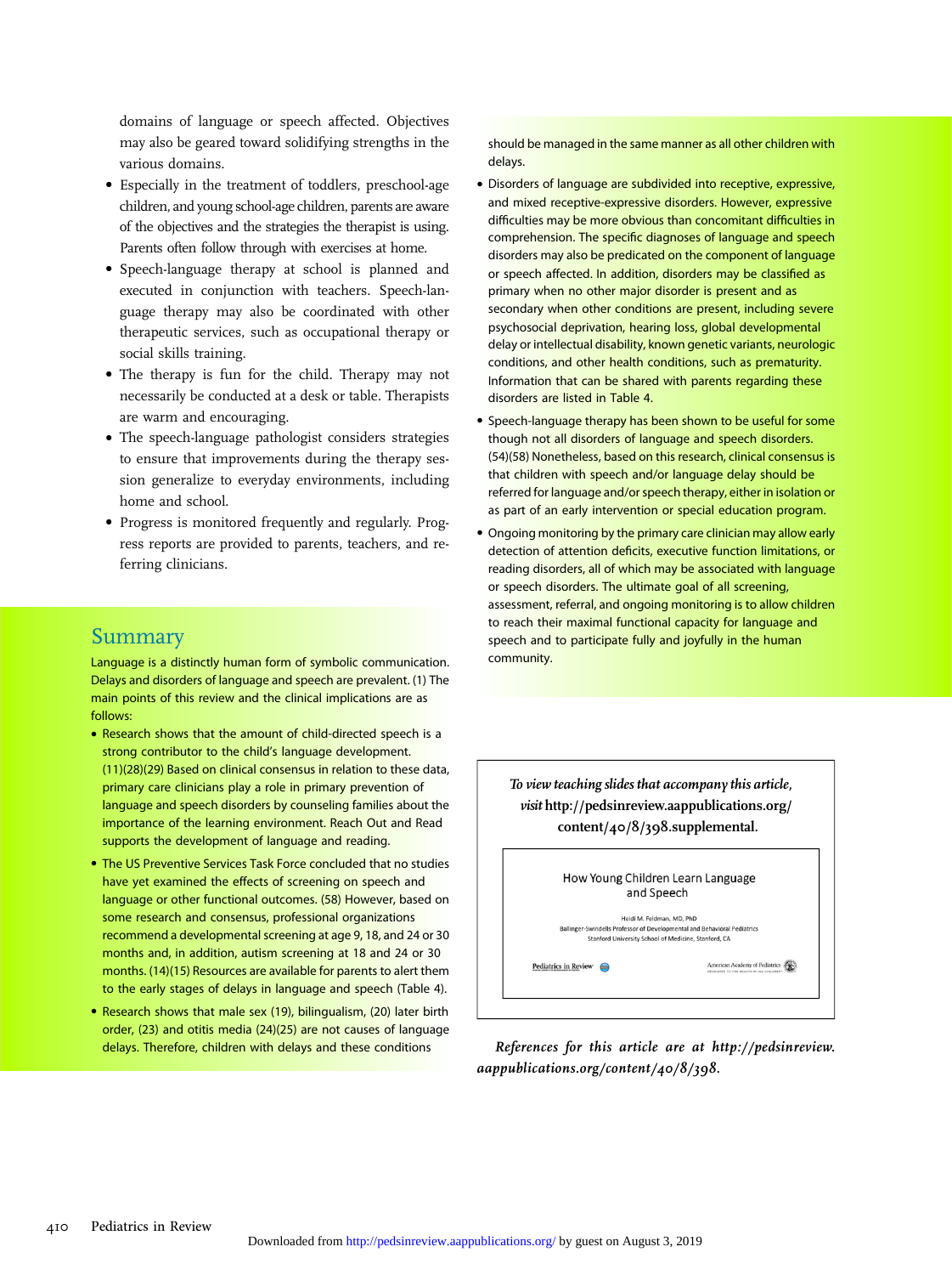domains of language or speech affected. Objectives may also be geared toward solidifying strengths in the various domains.

- Especially in the treatment of toddlers, preschool-age children, and young school-age children, parents are aware of the objectives and the strategies the therapist is using. Parents often follow through with exercises at home.
- Speech-language therapy at school is planned and executed in conjunction with teachers. Speech-language therapy may also be coordinated with other therapeutic services, such as occupational therapy or social skills training.
- The therapy is fun for the child. Therapy may not necessarily be conducted at a desk or table. Therapists are warm and encouraging.
- The speech-language pathologist considers strategies to ensure that improvements during the therapy session generalize to everyday environments, including home and school.
- Progress is monitored frequently and regularly. Progress reports are provided to parents, teachers, and referring clinicians.

## Summary

Language is a distinctly human form of symbolic communication. Delays and disorders of language and speech are prevalent. (1) The main points of this review and the clinical implications are as follows:

- Research shows that the amount of child-directed speech is a strong contributor to the child's language development. (11)(28)(29) Based on clinical consensus in relation to these data, primary care clinicians play a role in primary prevention of language and speech disorders by counseling families about the importance of the learning environment. Reach Out and Read supports the development of language and reading.
- The US Preventive Services Task Force concluded that no studies have yet examined the effects of screening on speech and language or other functional outcomes. (58) However, based on some research and consensus, professional organizations recommend a developmental screening at age 9, 18, and 24 or 30 months and, in addition, autism screening at 18 and 24 or 30 months. (14)(15) Resources are available for parents to alert them to the early stages of delays in language and speech (Table 4).
- Research shows that male sex (19), bilingualism, (20) later birth order, (23) and otitis media (24)(25) are not causes of language delays. Therefore, children with delays and these conditions should be managed in the same manner as all other children with delays.
- Disorders of language are subdivided into receptive, expressive, and mixed receptive-expressive disorders. However, expressive difficulties may be more obvious than concomitant difficulties in comprehension. The specific diagnoses of language and speech disorders may also be predicated on the component of language or speech affected. In addition, disorders may be classified as primary when no other major disorder is present and as secondary when other conditions are present, including severe psychosocial deprivation, hearing loss, global developmental delay or intellectual disability, known genetic variants, neurologic conditions, and other health conditions, such as prematurity. Information that can be shared with parents regarding these disorders are listed in Table 4.
- Speech-language therapy has been shown to be useful for some though not all disorders of language and speech disorders. (54)(58) Nonetheless, based on this research, clinical consensus is that children with speech and/or language delay should be referred for language and/or speech therapy, either in isolation or as part of an early intervention or special education program.
- Ongoing monitoring by the primary care clinician may allow early detection of attention deficits, executive function limitations, or reading disorders, all of which may be associated with language or speech disorders. The ultimate goal of all screening, assessment, referral, and ongoing monitoring is to allow children to reach their maximal functional capacity for language and speech and to participate fully and joyfully in the human community.

*To view teaching slides that accompany this article, visit* **http://pedsinreview.aappublications.org/content/40/8/398.supplemental.**

How Young Children Learn Language and Speech

Heidi M. Feldman, MD, PhD
Ballinger-Swindells Professor of Developmental and Behavioral Pediatrics
Stanford University School of Medicine, Stanford, CA

Pediatrics in Review | American Academy of Pediatrics

***References for this article are at http://pedsinreview.aappublications.org/content/40/8/398.***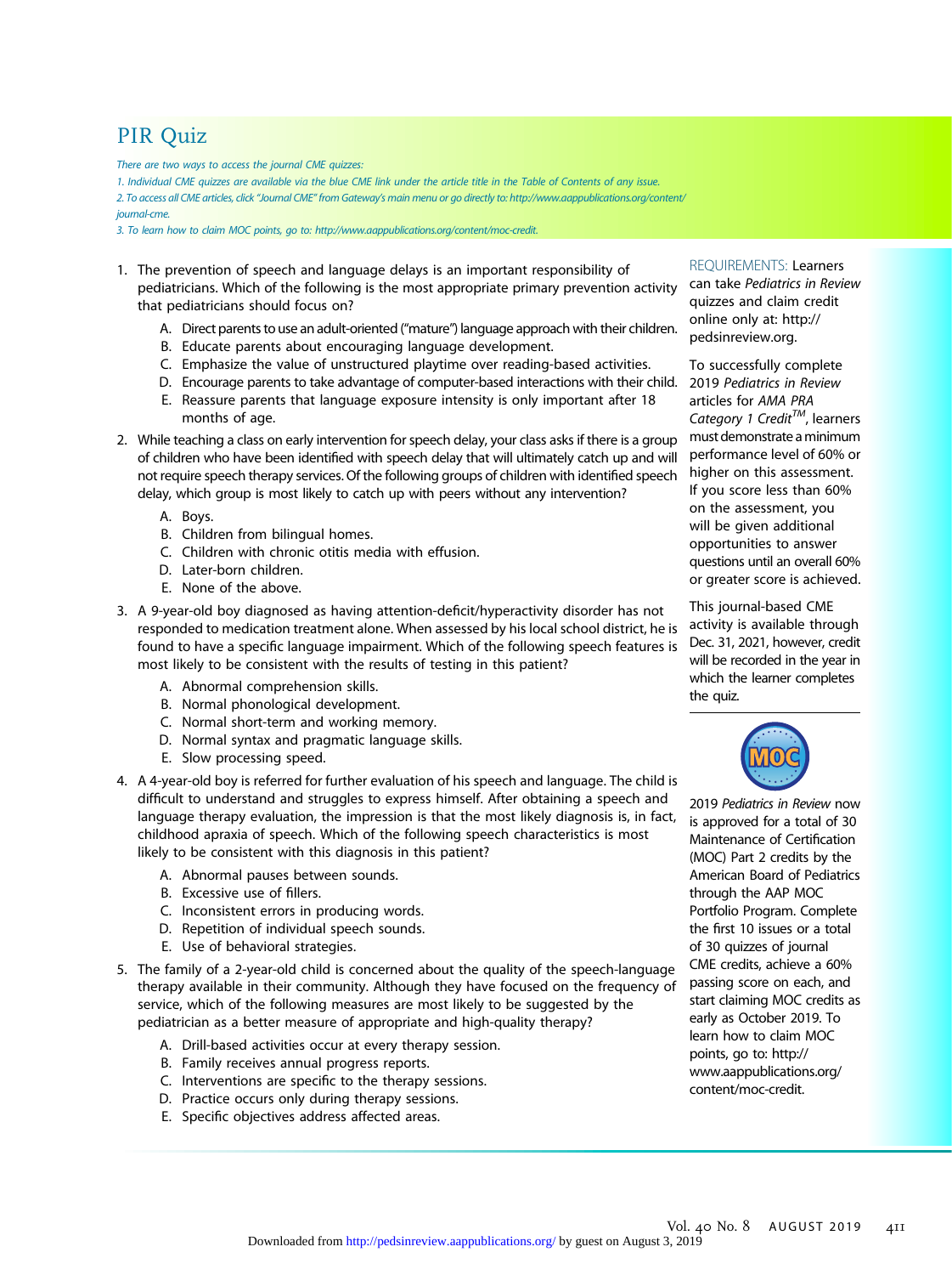# PIR Quiz

*There are two ways to access the journal CME quizzes:*

*1. Individual CME quizzes are available via the blue CME link under the article title in the Table of Contents of any issue.*

*2. To access all CME articles, click "Journal CME" from Gateway's main menu or go directly to: http://www.aappublications.org/content/journal-cme.*

*3. To learn how to claim MOC points, go to: http://www.aappublications.org/content/moc-credit.*

1. The prevention of speech and language delays is an important responsibility of pediatricians. Which of the following is the most appropriate primary prevention activity that pediatricians should focus on?
   - A. Direct parents to use an adult-oriented ("mature") language approach with their children.
   - B. Educate parents about encouraging language development.
   - C. Emphasize the value of unstructured playtime over reading-based activities.
   - D. Encourage parents to take advantage of computer-based interactions with their child.
   - E. Reassure parents that language exposure intensity is only important after 18 months of age.

2. While teaching a class on early intervention for speech delay, your class asks if there is a group of children who have been identified with speech delay that will ultimately catch up and will not require speech therapy services. Of the following groups of children with identified speech delay, which group is most likely to catch up with peers without any intervention?
   - A. Boys.
   - B. Children from bilingual homes.
   - C. Children with chronic otitis media with effusion.
   - D. Later-born children.
   - E. None of the above.

3. A 9-year-old boy diagnosed as having attention-deficit/hyperactivity disorder has not responded to medication treatment alone. When assessed by his local school district, he is found to have a specific language impairment. Which of the following speech features is most likely to be consistent with the results of testing in this patient?
   - A. Abnormal comprehension skills.
   - B. Normal phonological development.
   - C. Normal short-term and working memory.
   - D. Normal syntax and pragmatic language skills.
   - E. Slow processing speed.

4. A 4-year-old boy is referred for further evaluation of his speech and language. The child is difficult to understand and struggles to express himself. After obtaining a speech and language therapy evaluation, the impression is that the most likely diagnosis is, in fact, childhood apraxia of speech. Which of the following speech characteristics is most likely to be consistent with this diagnosis in this patient?
   - A. Abnormal pauses between sounds.
   - B. Excessive use of fillers.
   - C. Inconsistent errors in producing words.
   - D. Repetition of individual speech sounds.
   - E. Use of behavioral strategies.

5. The family of a 2-year-old child is concerned about the quality of the speech-language therapy available in their community. Although they have focused on the frequency of service, which of the following measures are most likely to be suggested by the pediatrician as a better measure of appropriate and high-quality therapy?
   - A. Drill-based activities occur at every therapy session.
   - B. Family receives annual progress reports.
   - C. Interventions are specific to the therapy sessions.
   - D. Practice occurs only during therapy sessions.
   - E. Specific objectives address affected areas.

REQUIREMENTS: Learners can take *Pediatrics in Review* quizzes and claim credit online only at: http://pedsinreview.org.

To successfully complete 2019 *Pediatrics in Review* articles for *AMA PRA Category 1 Credit™*, learners must demonstrate a minimum performance level of 60% or higher on this assessment. If you score less than 60% on the assessment, you will be given additional opportunities to answer questions until an overall 60% or greater score is achieved.

This journal-based CME activity is available through Dec. 31, 2021, however, credit will be recorded in the year in which the learner completes the quiz.

2019 *Pediatrics in Review* now is approved for a total of 30 Maintenance of Certification (MOC) Part 2 credits by the American Board of Pediatrics through the AAP MOC Portfolio Program. Complete the first 10 issues or a total of 30 quizzes of journal CME credits, achieve a 60% passing score on each, and start claiming MOC credits as early as October 2019. To learn how to claim MOC points, go to: http://www.aappublications.org/content/moc-credit.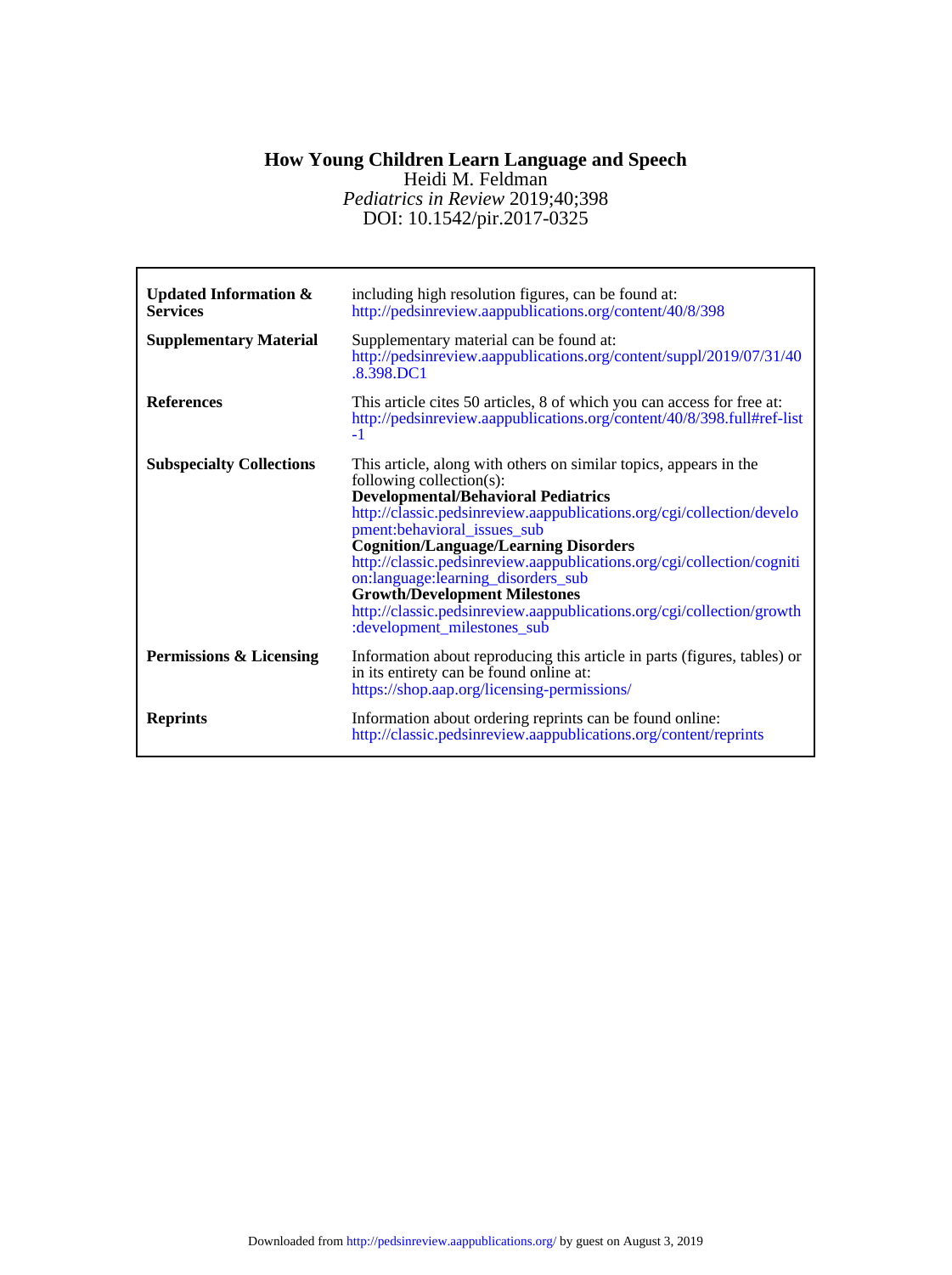# How Young Children Learn Language and Speech

Heidi M. Feldman

*Pediatrics in Review* 2019;40;398

DOI: 10.1542/pir.2017-0325

| | |
|---|---|
| **Updated Information & Services** | including high resolution figures, can be found at: http://pedsinreview.aappublications.org/content/40/8/398 |
| **Supplementary Material** | Supplementary material can be found at: http://pedsinreview.aappublications.org/content/suppl/2019/07/31/40.8.398.DC1 |
| **References** | This article cites 50 articles, 8 of which you can access for free at: http://pedsinreview.aappublications.org/content/40/8/398.full#ref-list-1 |
| **Subspecialty Collections** | This article, along with others on similar topics, appears in the following collection(s): **Developmental/Behavioral Pediatrics** http://classic.pedsinreview.aappublications.org/cgi/collection/development:behavioral_issues_sub **Cognition/Language/Learning Disorders** http://classic.pedsinreview.aappublications.org/cgi/collection/cognition:language:learning_disorders_sub **Growth/Development Milestones** http://classic.pedsinreview.aappublications.org/cgi/collection/growth:development_milestones_sub |
| **Permissions & Licensing** | Information about reproducing this article in parts (figures, tables) or in its entirety can be found online at: https://shop.aap.org/licensing-permissions/ |
| **Reprints** | Information about ordering reprints can be found online: http://classic.pedsinreview.aappublications.org/content/reprints |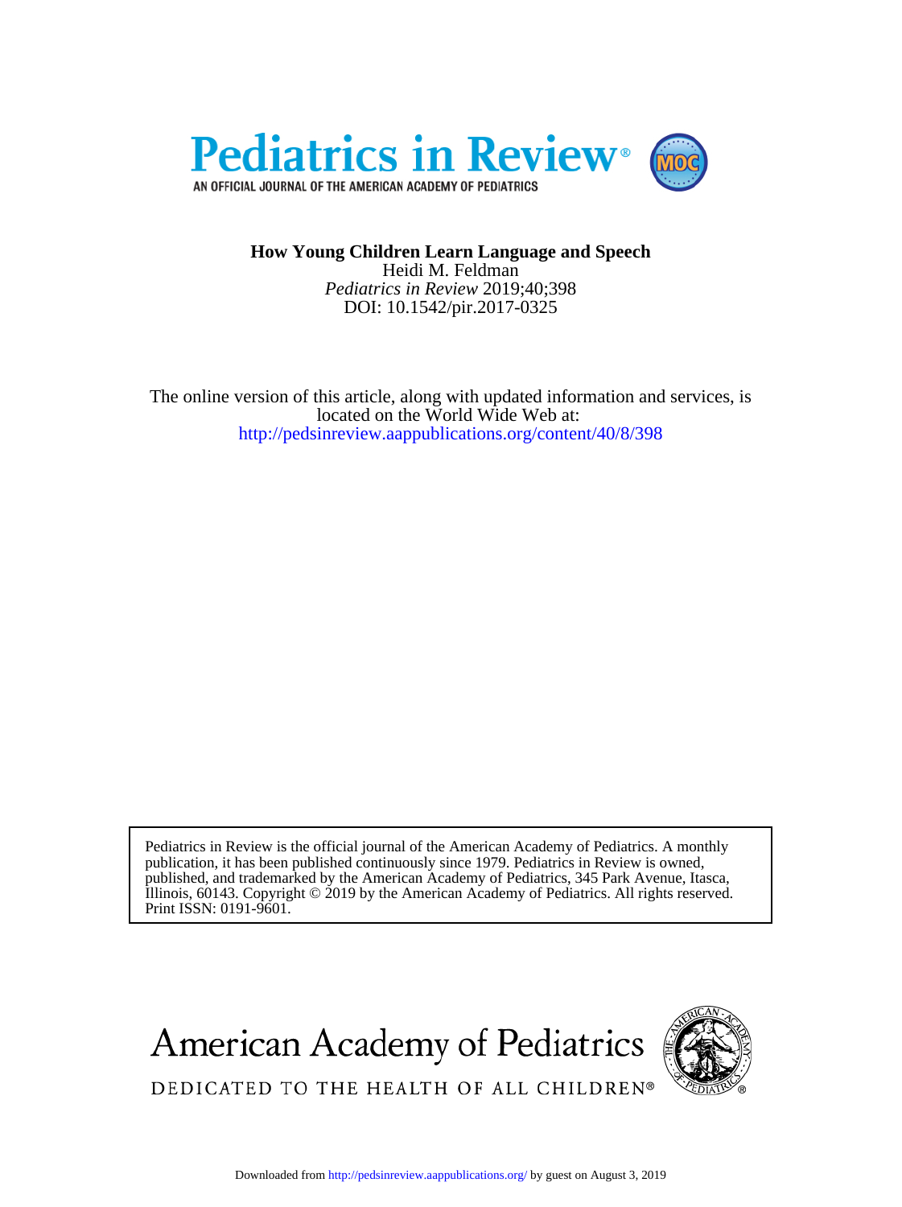**Pediatrics in Review**

AN OFFICIAL JOURNAL OF THE AMERICAN ACADEMY OF PEDIATRICS

**How Young Children Learn Language and Speech**

Heidi M. Feldman

*Pediatrics in Review* 2019;40;398

DOI: 10.1542/pir.2017-0325

The online version of this article, along with updated information and services, is located on the World Wide Web at:

http://pedsinreview.aappublications.org/content/40/8/398

Pediatrics in Review is the official journal of the American Academy of Pediatrics. A monthly publication, it has been published continuously since 1979. Pediatrics in Review is owned, published, and trademarked by the American Academy of Pediatrics, 345 Park Avenue, Itasca, Illinois, 60143. Copyright © 2019 by the American Academy of Pediatrics. All rights reserved. Print ISSN: 0191-9601.

American Academy of Pediatrics

DEDICATED TO THE HEALTH OF ALL CHILDREN®

Downloaded from http://pedsinreview.aappublications.org/ by guest on August 3, 2019